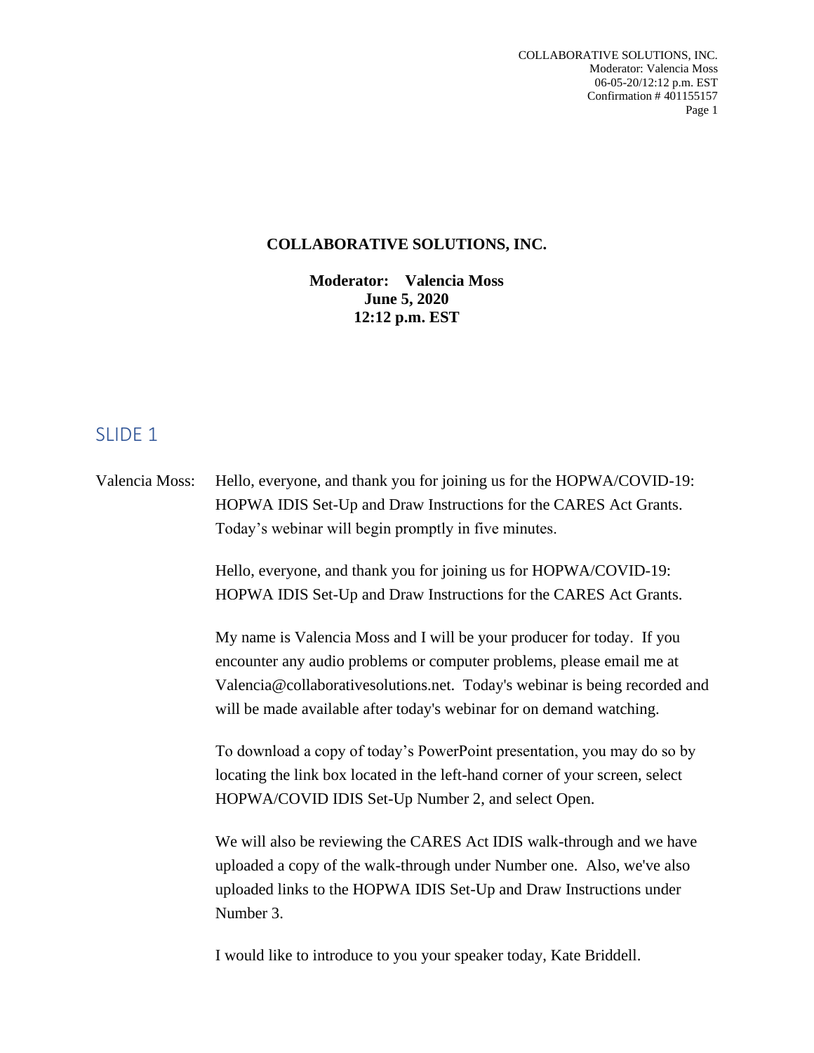**COLLABORATIVE SOLUTIONS, INC.**

**Moderator: Valencia Moss**
**June 5, 2020**
**12:12 p.m. EST**

## SLIDE 1

Valencia Moss: Hello, everyone, and thank you for joining us for the HOPWA/COVID-19: HOPWA IDIS Set-Up and Draw Instructions for the CARES Act Grants. Today's webinar will begin promptly in five minutes.

Hello, everyone, and thank you for joining us for HOPWA/COVID-19: HOPWA IDIS Set-Up and Draw Instructions for the CARES Act Grants.

My name is Valencia Moss and I will be your producer for today. If you encounter any audio problems or computer problems, please email me at Valencia@collaborativesolutions.net. Today's webinar is being recorded and will be made available after today's webinar for on demand watching.

To download a copy of today's PowerPoint presentation, you may do so by locating the link box located in the left-hand corner of your screen, select HOPWA/COVID IDIS Set-Up Number 2, and select Open.

We will also be reviewing the CARES Act IDIS walk-through and we have uploaded a copy of the walk-through under Number one. Also, we've also uploaded links to the HOPWA IDIS Set-Up and Draw Instructions under Number 3.

I would like to introduce to you your speaker today, Kate Briddell.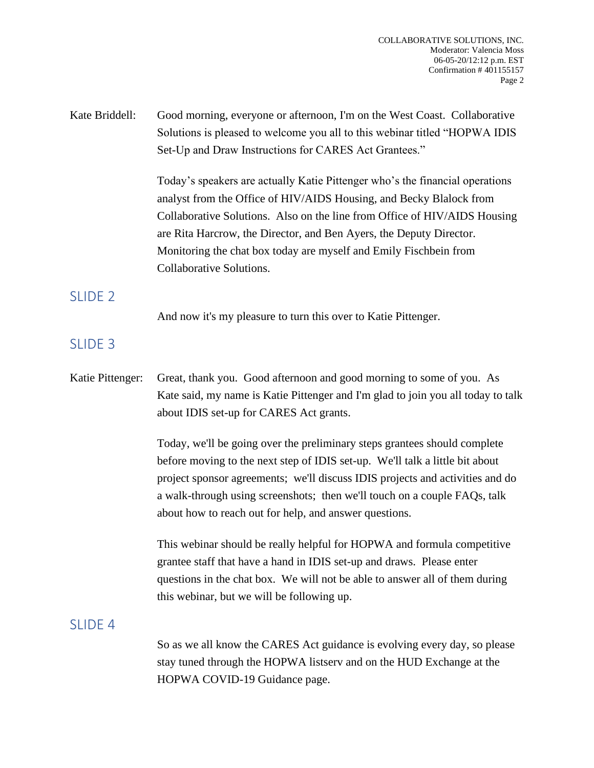Kate Briddell: Good morning, everyone or afternoon, I'm on the West Coast. Collaborative Solutions is pleased to welcome you all to this webinar titled "HOPWA IDIS Set-Up and Draw Instructions for CARES Act Grantees."

Today's speakers are actually Katie Pittenger who's the financial operations analyst from the Office of HIV/AIDS Housing, and Becky Blalock from Collaborative Solutions. Also on the line from Office of HIV/AIDS Housing are Rita Harcrow, the Director, and Ben Ayers, the Deputy Director. Monitoring the chat box today are myself and Emily Fischbein from Collaborative Solutions.

## SLIDE 2

And now it's my pleasure to turn this over to Katie Pittenger.

## SLIDE 3

Katie Pittenger: Great, thank you. Good afternoon and good morning to some of you. As Kate said, my name is Katie Pittenger and I'm glad to join you all today to talk about IDIS set-up for CARES Act grants.

Today, we'll be going over the preliminary steps grantees should complete before moving to the next step of IDIS set-up. We'll talk a little bit about project sponsor agreements; we'll discuss IDIS projects and activities and do a walk-through using screenshots; then we'll touch on a couple FAQs, talk about how to reach out for help, and answer questions.

This webinar should be really helpful for HOPWA and formula competitive grantee staff that have a hand in IDIS set-up and draws. Please enter questions in the chat box. We will not be able to answer all of them during this webinar, but we will be following up.

## SLIDE 4

So as we all know the CARES Act guidance is evolving every day, so please stay tuned through the HOPWA listserv and on the HUD Exchange at the HOPWA COVID-19 Guidance page.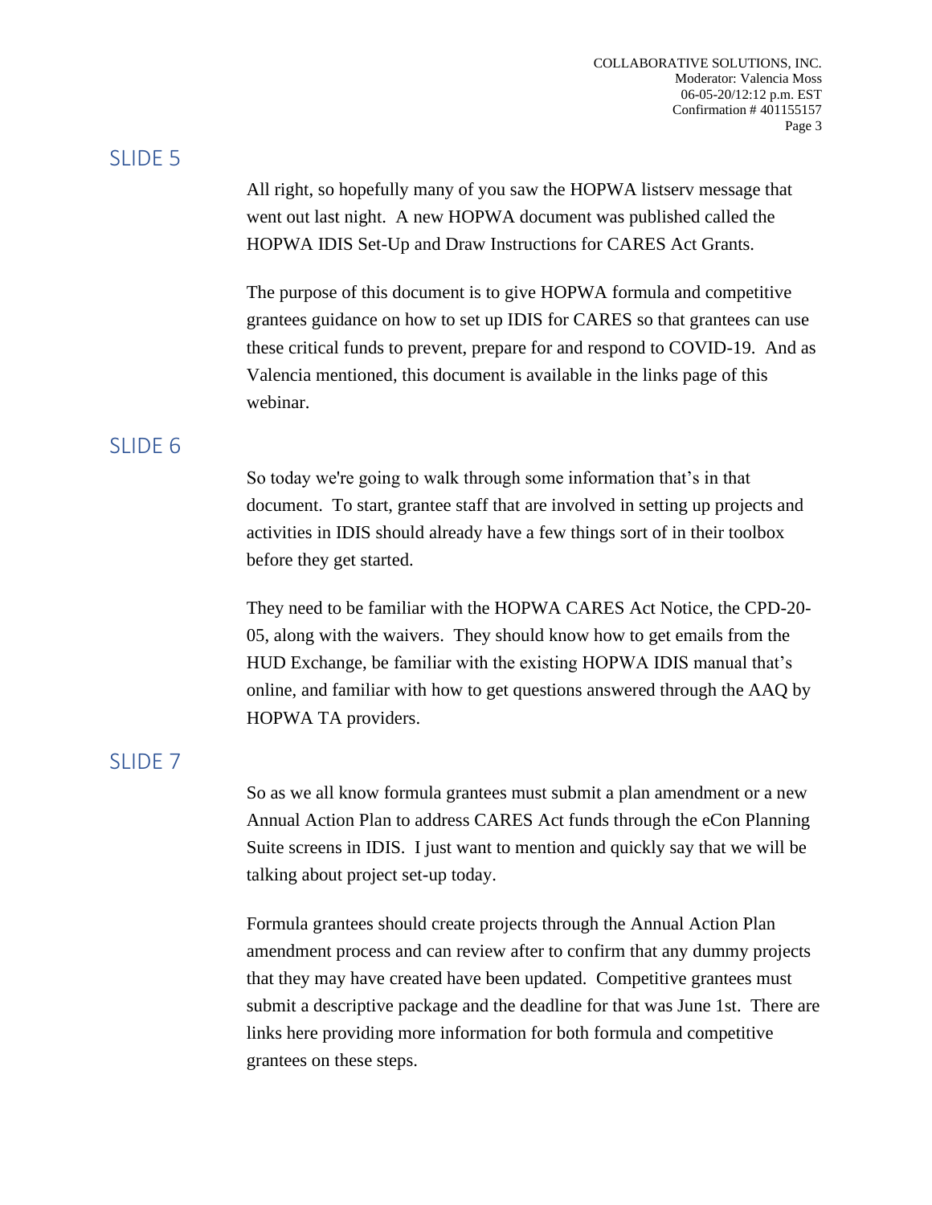## SLIDE 5

All right, so hopefully many of you saw the HOPWA listserv message that went out last night. A new HOPWA document was published called the HOPWA IDIS Set-Up and Draw Instructions for CARES Act Grants.

The purpose of this document is to give HOPWA formula and competitive grantees guidance on how to set up IDIS for CARES so that grantees can use these critical funds to prevent, prepare for and respond to COVID-19. And as Valencia mentioned, this document is available in the links page of this webinar.

## SLIDE 6

So today we're going to walk through some information that's in that document. To start, grantee staff that are involved in setting up projects and activities in IDIS should already have a few things sort of in their toolbox before they get started.

They need to be familiar with the HOPWA CARES Act Notice, the CPD-20-05, along with the waivers. They should know how to get emails from the HUD Exchange, be familiar with the existing HOPWA IDIS manual that's online, and familiar with how to get questions answered through the AAQ by HOPWA TA providers.

## SLIDE 7

So as we all know formula grantees must submit a plan amendment or a new Annual Action Plan to address CARES Act funds through the eCon Planning Suite screens in IDIS. I just want to mention and quickly say that we will be talking about project set-up today.

Formula grantees should create projects through the Annual Action Plan amendment process and can review after to confirm that any dummy projects that they may have created have been updated. Competitive grantees must submit a descriptive package and the deadline for that was June 1st. There are links here providing more information for both formula and competitive grantees on these steps.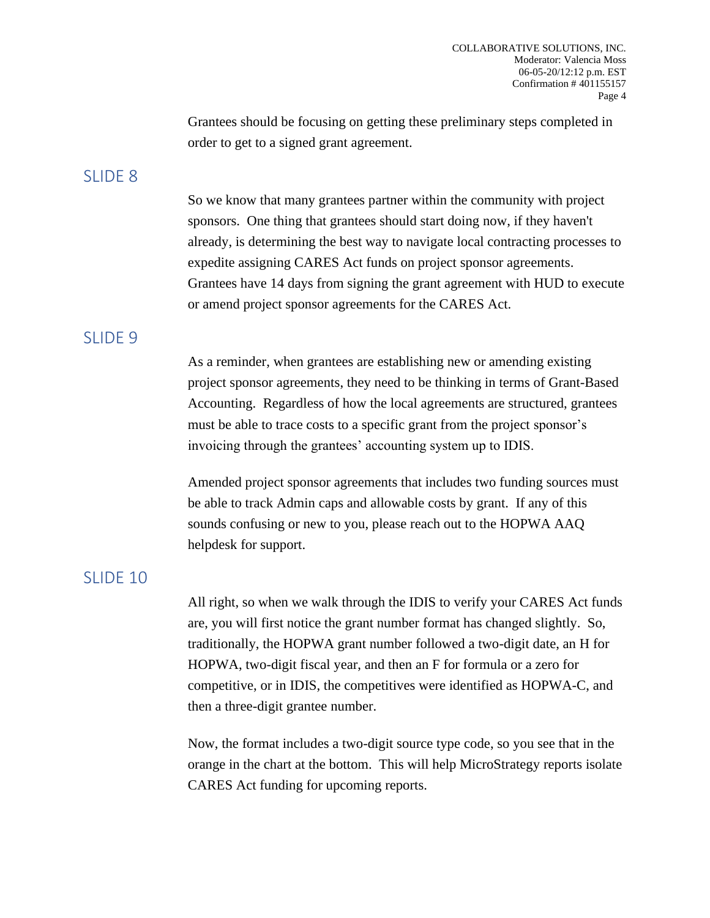Grantees should be focusing on getting these preliminary steps completed in order to get to a signed grant agreement.

## SLIDE 8

So we know that many grantees partner within the community with project sponsors. One thing that grantees should start doing now, if they haven't already, is determining the best way to navigate local contracting processes to expedite assigning CARES Act funds on project sponsor agreements. Grantees have 14 days from signing the grant agreement with HUD to execute or amend project sponsor agreements for the CARES Act.

## SLIDE 9

As a reminder, when grantees are establishing new or amending existing project sponsor agreements, they need to be thinking in terms of Grant-Based Accounting. Regardless of how the local agreements are structured, grantees must be able to trace costs to a specific grant from the project sponsor's invoicing through the grantees' accounting system up to IDIS.

Amended project sponsor agreements that includes two funding sources must be able to track Admin caps and allowable costs by grant. If any of this sounds confusing or new to you, please reach out to the HOPWA AAQ helpdesk for support.

## SLIDE 10

All right, so when we walk through the IDIS to verify your CARES Act funds are, you will first notice the grant number format has changed slightly. So, traditionally, the HOPWA grant number followed a two-digit date, an H for HOPWA, two-digit fiscal year, and then an F for formula or a zero for competitive, or in IDIS, the competitives were identified as HOPWA-C, and then a three-digit grantee number.

Now, the format includes a two-digit source type code, so you see that in the orange in the chart at the bottom. This will help MicroStrategy reports isolate CARES Act funding for upcoming reports.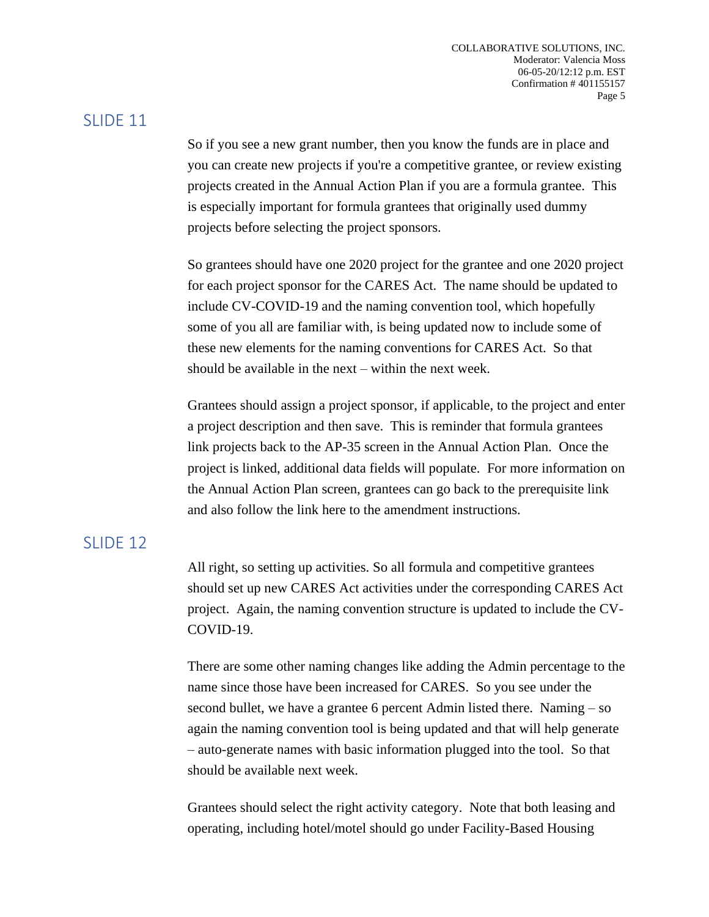## SLIDE 11

So if you see a new grant number, then you know the funds are in place and you can create new projects if you're a competitive grantee, or review existing projects created in the Annual Action Plan if you are a formula grantee. This is especially important for formula grantees that originally used dummy projects before selecting the project sponsors.

So grantees should have one 2020 project for the grantee and one 2020 project for each project sponsor for the CARES Act. The name should be updated to include CV-COVID-19 and the naming convention tool, which hopefully some of you all are familiar with, is being updated now to include some of these new elements for the naming conventions for CARES Act. So that should be available in the next – within the next week.

Grantees should assign a project sponsor, if applicable, to the project and enter a project description and then save. This is reminder that formula grantees link projects back to the AP-35 screen in the Annual Action Plan. Once the project is linked, additional data fields will populate. For more information on the Annual Action Plan screen, grantees can go back to the prerequisite link and also follow the link here to the amendment instructions.

## SLIDE 12

All right, so setting up activities. So all formula and competitive grantees should set up new CARES Act activities under the corresponding CARES Act project. Again, the naming convention structure is updated to include the CV-COVID-19.

There are some other naming changes like adding the Admin percentage to the name since those have been increased for CARES. So you see under the second bullet, we have a grantee 6 percent Admin listed there. Naming – so again the naming convention tool is being updated and that will help generate – auto-generate names with basic information plugged into the tool. So that should be available next week.

Grantees should select the right activity category. Note that both leasing and operating, including hotel/motel should go under Facility-Based Housing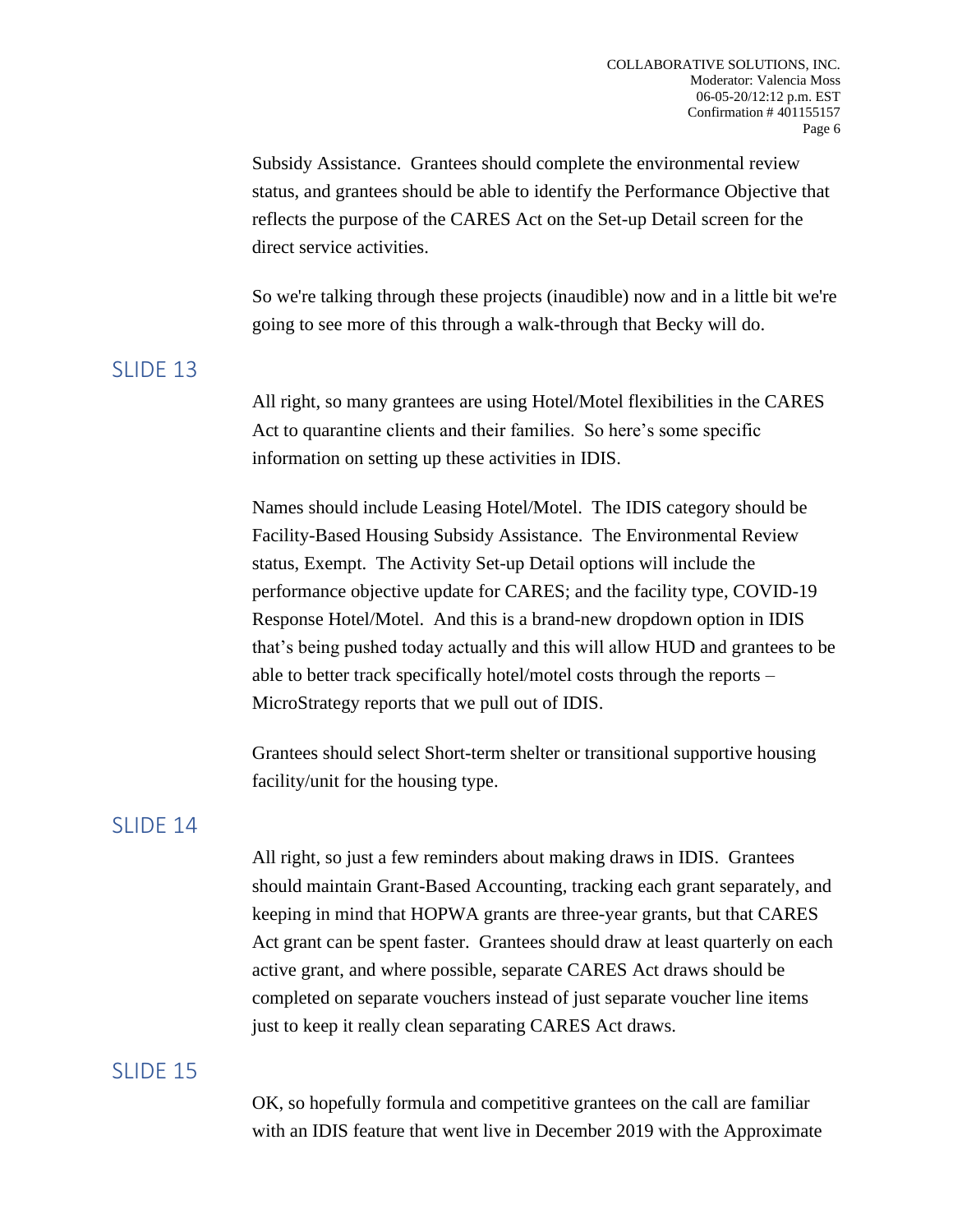Subsidy Assistance. Grantees should complete the environmental review status, and grantees should be able to identify the Performance Objective that reflects the purpose of the CARES Act on the Set-up Detail screen for the direct service activities.

So we're talking through these projects (inaudible) now and in a little bit we're going to see more of this through a walk-through that Becky will do.

## SLIDE 13

All right, so many grantees are using Hotel/Motel flexibilities in the CARES Act to quarantine clients and their families. So here's some specific information on setting up these activities in IDIS.

Names should include Leasing Hotel/Motel. The IDIS category should be Facility-Based Housing Subsidy Assistance. The Environmental Review status, Exempt. The Activity Set-up Detail options will include the performance objective update for CARES; and the facility type, COVID-19 Response Hotel/Motel. And this is a brand-new dropdown option in IDIS that's being pushed today actually and this will allow HUD and grantees to be able to better track specifically hotel/motel costs through the reports – MicroStrategy reports that we pull out of IDIS.

Grantees should select Short-term shelter or transitional supportive housing facility/unit for the housing type.

## SLIDE 14

All right, so just a few reminders about making draws in IDIS. Grantees should maintain Grant-Based Accounting, tracking each grant separately, and keeping in mind that HOPWA grants are three-year grants, but that CARES Act grant can be spent faster. Grantees should draw at least quarterly on each active grant, and where possible, separate CARES Act draws should be completed on separate vouchers instead of just separate voucher line items just to keep it really clean separating CARES Act draws.

## SLIDE 15

OK, so hopefully formula and competitive grantees on the call are familiar with an IDIS feature that went live in December 2019 with the Approximate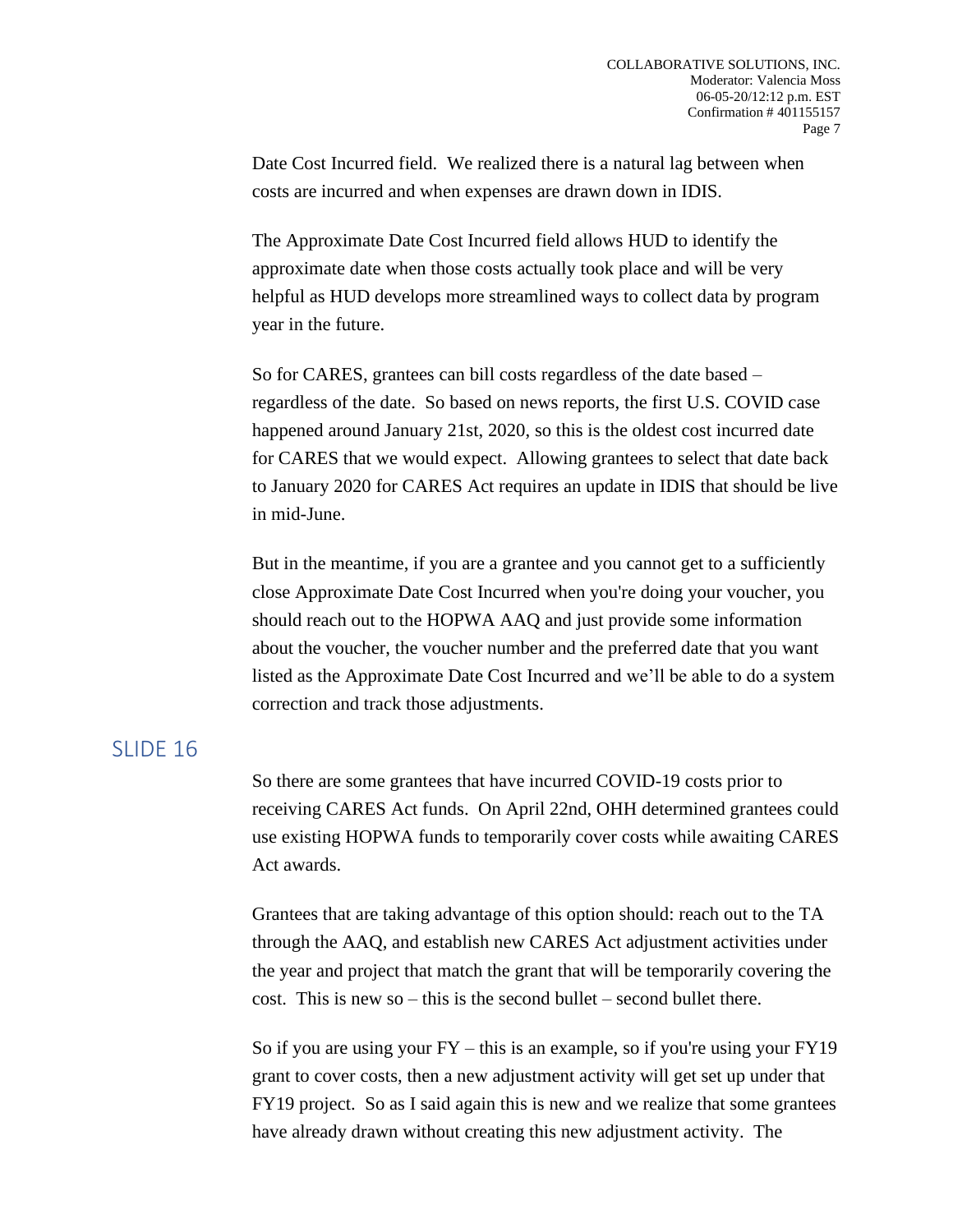Date Cost Incurred field. We realized there is a natural lag between when costs are incurred and when expenses are drawn down in IDIS.

The Approximate Date Cost Incurred field allows HUD to identify the approximate date when those costs actually took place and will be very helpful as HUD develops more streamlined ways to collect data by program year in the future.

So for CARES, grantees can bill costs regardless of the date based – regardless of the date. So based on news reports, the first U.S. COVID case happened around January 21st, 2020, so this is the oldest cost incurred date for CARES that we would expect. Allowing grantees to select that date back to January 2020 for CARES Act requires an update in IDIS that should be live in mid-June.

But in the meantime, if you are a grantee and you cannot get to a sufficiently close Approximate Date Cost Incurred when you're doing your voucher, you should reach out to the HOPWA AAQ and just provide some information about the voucher, the voucher number and the preferred date that you want listed as the Approximate Date Cost Incurred and we'll be able to do a system correction and track those adjustments.

## SLIDE 16

So there are some grantees that have incurred COVID-19 costs prior to receiving CARES Act funds. On April 22nd, OHH determined grantees could use existing HOPWA funds to temporarily cover costs while awaiting CARES Act awards.

Grantees that are taking advantage of this option should: reach out to the TA through the AAQ, and establish new CARES Act adjustment activities under the year and project that match the grant that will be temporarily covering the cost. This is new so – this is the second bullet – second bullet there.

So if you are using your FY – this is an example, so if you're using your FY19 grant to cover costs, then a new adjustment activity will get set up under that FY19 project. So as I said again this is new and we realize that some grantees have already drawn without creating this new adjustment activity. The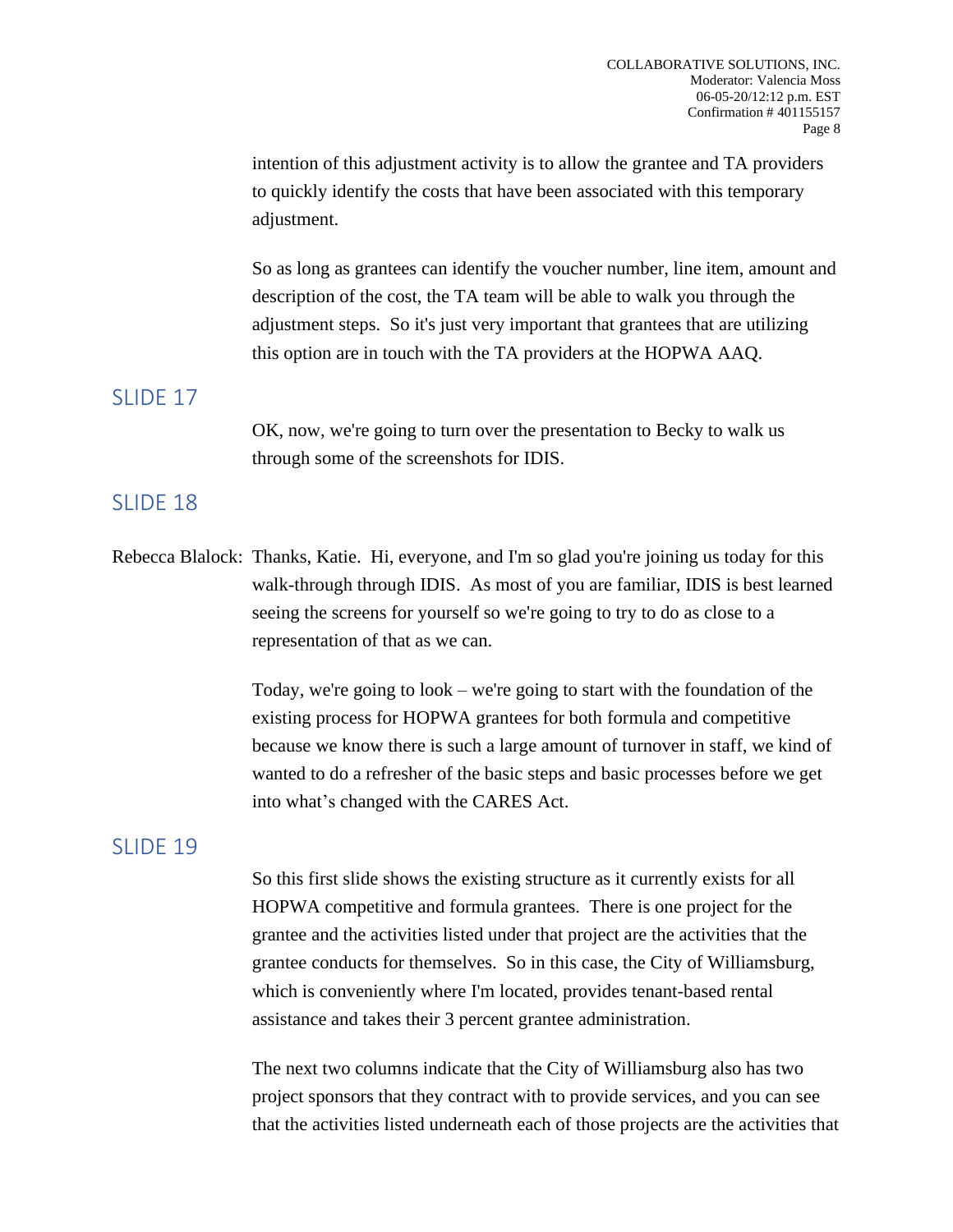intention of this adjustment activity is to allow the grantee and TA providers to quickly identify the costs that have been associated with this temporary adjustment.

So as long as grantees can identify the voucher number, line item, amount and description of the cost, the TA team will be able to walk you through the adjustment steps. So it's just very important that grantees that are utilizing this option are in touch with the TA providers at the HOPWA AAQ.

## SLIDE 17

OK, now, we're going to turn over the presentation to Becky to walk us through some of the screenshots for IDIS.

## SLIDE 18

Rebecca Blalock: Thanks, Katie. Hi, everyone, and I'm so glad you're joining us today for this walk-through through IDIS. As most of you are familiar, IDIS is best learned seeing the screens for yourself so we're going to try to do as close to a representation of that as we can.

Today, we're going to look – we're going to start with the foundation of the existing process for HOPWA grantees for both formula and competitive because we know there is such a large amount of turnover in staff, we kind of wanted to do a refresher of the basic steps and basic processes before we get into what's changed with the CARES Act.

## SLIDE 19

So this first slide shows the existing structure as it currently exists for all HOPWA competitive and formula grantees. There is one project for the grantee and the activities listed under that project are the activities that the grantee conducts for themselves. So in this case, the City of Williamsburg, which is conveniently where I'm located, provides tenant-based rental assistance and takes their 3 percent grantee administration.

The next two columns indicate that the City of Williamsburg also has two project sponsors that they contract with to provide services, and you can see that the activities listed underneath each of those projects are the activities that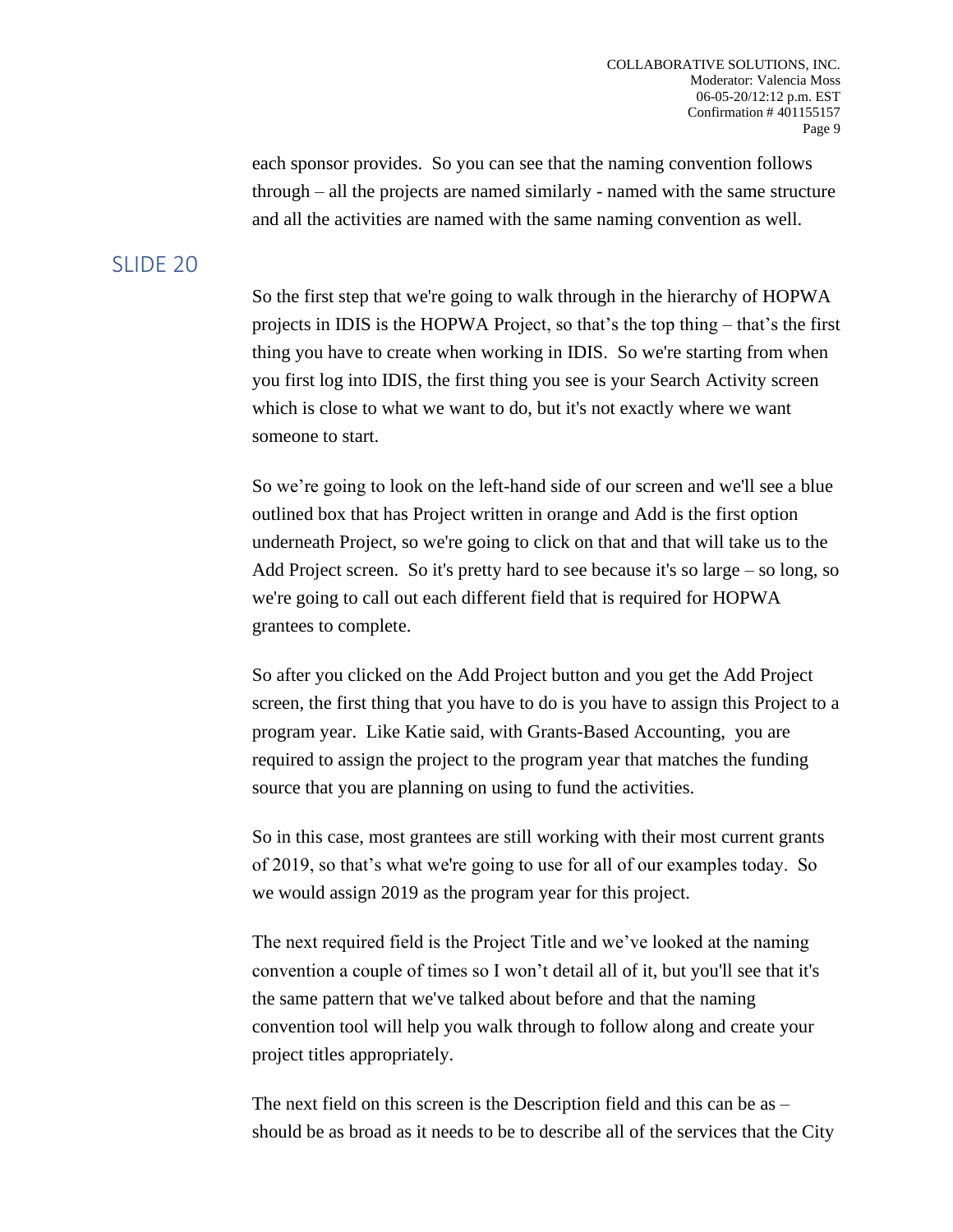each sponsor provides. So you can see that the naming convention follows through – all the projects are named similarly - named with the same structure and all the activities are named with the same naming convention as well.

## SLIDE 20

So the first step that we're going to walk through in the hierarchy of HOPWA projects in IDIS is the HOPWA Project, so that's the top thing – that's the first thing you have to create when working in IDIS. So we're starting from when you first log into IDIS, the first thing you see is your Search Activity screen which is close to what we want to do, but it's not exactly where we want someone to start.

So we're going to look on the left-hand side of our screen and we'll see a blue outlined box that has Project written in orange and Add is the first option underneath Project, so we're going to click on that and that will take us to the Add Project screen. So it's pretty hard to see because it's so large – so long, so we're going to call out each different field that is required for HOPWA grantees to complete.

So after you clicked on the Add Project button and you get the Add Project screen, the first thing that you have to do is you have to assign this Project to a program year. Like Katie said, with Grants-Based Accounting, you are required to assign the project to the program year that matches the funding source that you are planning on using to fund the activities.

So in this case, most grantees are still working with their most current grants of 2019, so that's what we're going to use for all of our examples today. So we would assign 2019 as the program year for this project.

The next required field is the Project Title and we've looked at the naming convention a couple of times so I won't detail all of it, but you'll see that it's the same pattern that we've talked about before and that the naming convention tool will help you walk through to follow along and create your project titles appropriately.

The next field on this screen is the Description field and this can be as – should be as broad as it needs to be to describe all of the services that the City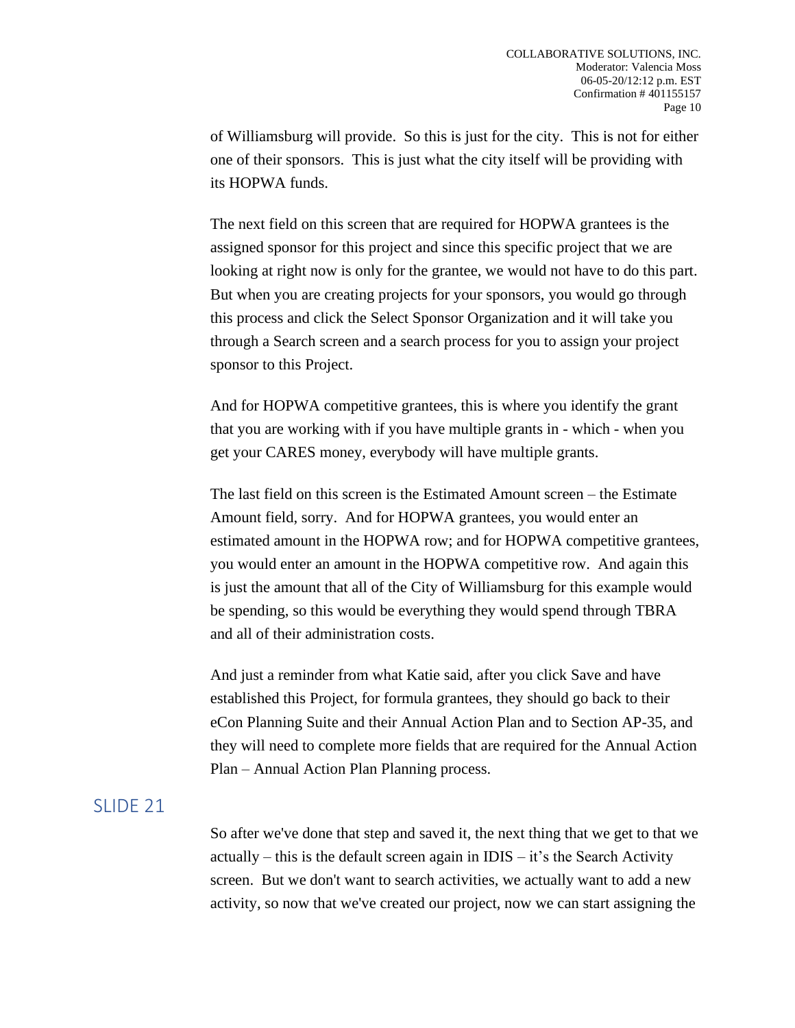of Williamsburg will provide. So this is just for the city. This is not for either one of their sponsors. This is just what the city itself will be providing with its HOPWA funds.

The next field on this screen that are required for HOPWA grantees is the assigned sponsor for this project and since this specific project that we are looking at right now is only for the grantee, we would not have to do this part. But when you are creating projects for your sponsors, you would go through this process and click the Select Sponsor Organization and it will take you through a Search screen and a search process for you to assign your project sponsor to this Project.

And for HOPWA competitive grantees, this is where you identify the grant that you are working with if you have multiple grants in - which - when you get your CARES money, everybody will have multiple grants.

The last field on this screen is the Estimated Amount screen – the Estimate Amount field, sorry. And for HOPWA grantees, you would enter an estimated amount in the HOPWA row; and for HOPWA competitive grantees, you would enter an amount in the HOPWA competitive row. And again this is just the amount that all of the City of Williamsburg for this example would be spending, so this would be everything they would spend through TBRA and all of their administration costs.

And just a reminder from what Katie said, after you click Save and have established this Project, for formula grantees, they should go back to their eCon Planning Suite and their Annual Action Plan and to Section AP-35, and they will need to complete more fields that are required for the Annual Action Plan – Annual Action Plan Planning process.

## SLIDE 21

So after we've done that step and saved it, the next thing that we get to that we actually – this is the default screen again in IDIS – it's the Search Activity screen. But we don't want to search activities, we actually want to add a new activity, so now that we've created our project, now we can start assigning the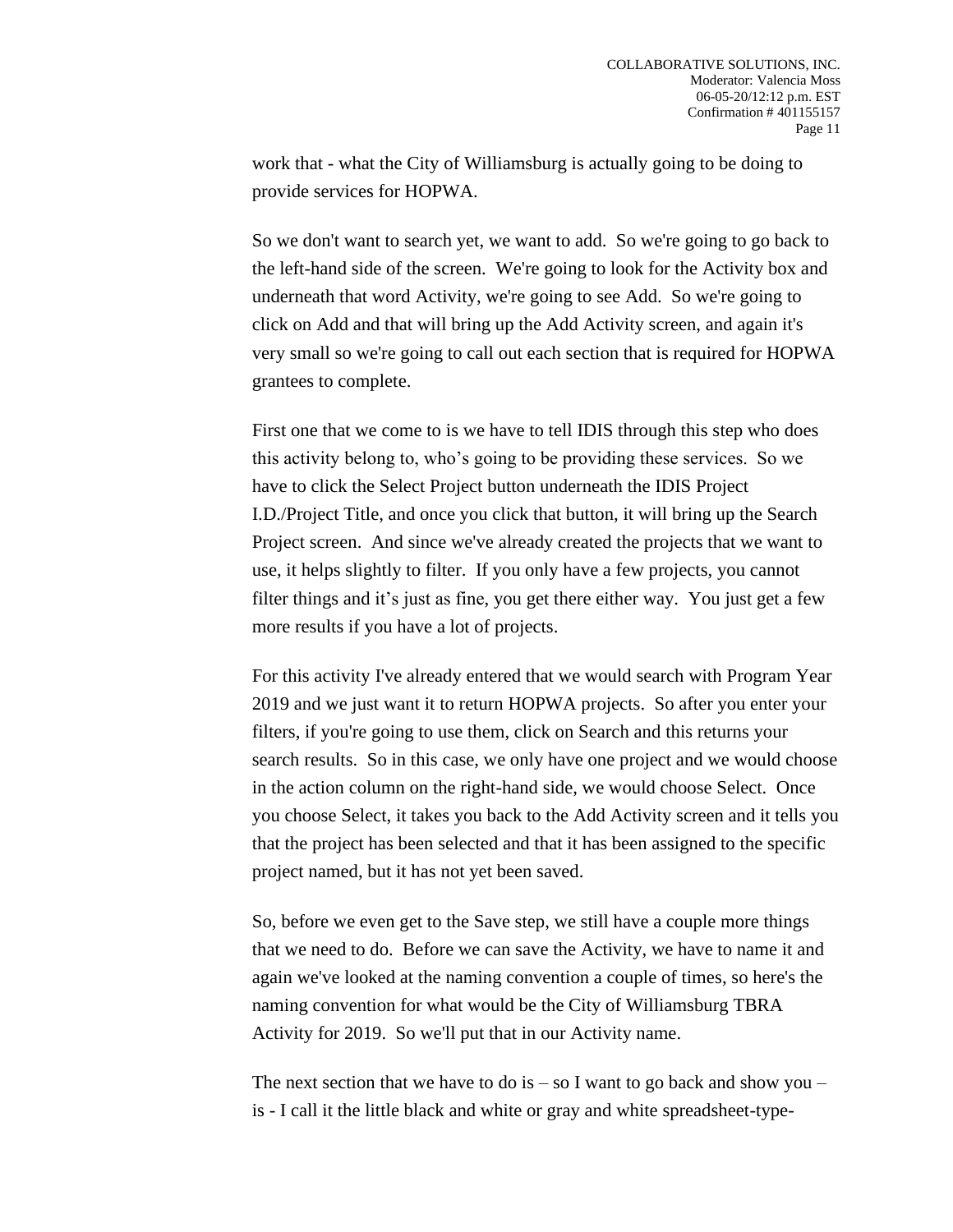work that - what the City of Williamsburg is actually going to be doing to provide services for HOPWA.

So we don't want to search yet, we want to add. So we're going to go back to the left-hand side of the screen. We're going to look for the Activity box and underneath that word Activity, we're going to see Add. So we're going to click on Add and that will bring up the Add Activity screen, and again it's very small so we're going to call out each section that is required for HOPWA grantees to complete.

First one that we come to is we have to tell IDIS through this step who does this activity belong to, who's going to be providing these services. So we have to click the Select Project button underneath the IDIS Project I.D./Project Title, and once you click that button, it will bring up the Search Project screen. And since we've already created the projects that we want to use, it helps slightly to filter. If you only have a few projects, you cannot filter things and it's just as fine, you get there either way. You just get a few more results if you have a lot of projects.

For this activity I've already entered that we would search with Program Year 2019 and we just want it to return HOPWA projects. So after you enter your filters, if you're going to use them, click on Search and this returns your search results. So in this case, we only have one project and we would choose in the action column on the right-hand side, we would choose Select. Once you choose Select, it takes you back to the Add Activity screen and it tells you that the project has been selected and that it has been assigned to the specific project named, but it has not yet been saved.

So, before we even get to the Save step, we still have a couple more things that we need to do. Before we can save the Activity, we have to name it and again we've looked at the naming convention a couple of times, so here's the naming convention for what would be the City of Williamsburg TBRA Activity for 2019. So we'll put that in our Activity name.

The next section that we have to do is – so I want to go back and show you – is - I call it the little black and white or gray and white spreadsheet-type-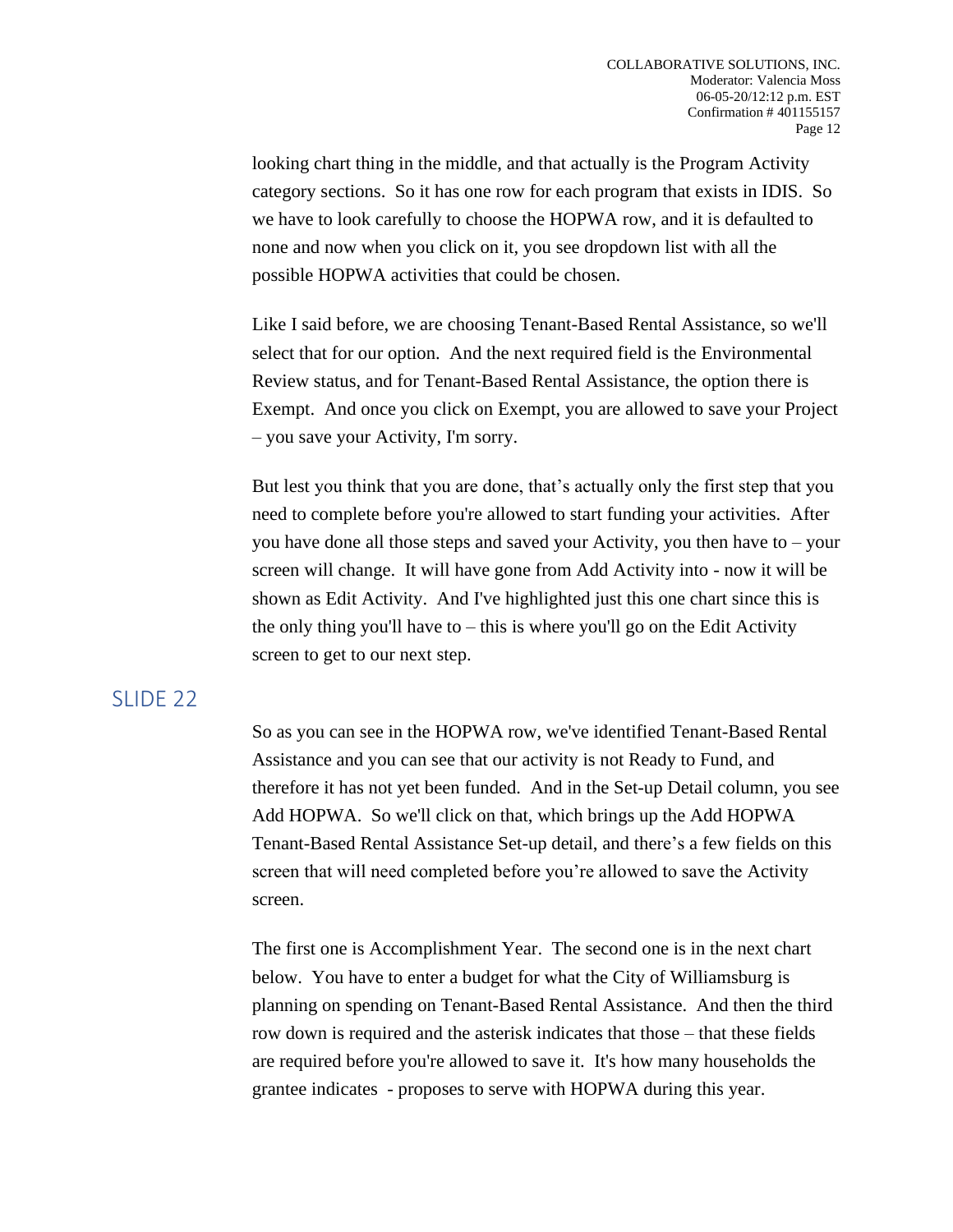looking chart thing in the middle, and that actually is the Program Activity category sections. So it has one row for each program that exists in IDIS. So we have to look carefully to choose the HOPWA row, and it is defaulted to none and now when you click on it, you see dropdown list with all the possible HOPWA activities that could be chosen.

Like I said before, we are choosing Tenant-Based Rental Assistance, so we'll select that for our option. And the next required field is the Environmental Review status, and for Tenant-Based Rental Assistance, the option there is Exempt. And once you click on Exempt, you are allowed to save your Project – you save your Activity, I'm sorry.

But lest you think that you are done, that's actually only the first step that you need to complete before you're allowed to start funding your activities. After you have done all those steps and saved your Activity, you then have to – your screen will change. It will have gone from Add Activity into - now it will be shown as Edit Activity. And I've highlighted just this one chart since this is the only thing you'll have to – this is where you'll go on the Edit Activity screen to get to our next step.

## SLIDE 22

So as you can see in the HOPWA row, we've identified Tenant-Based Rental Assistance and you can see that our activity is not Ready to Fund, and therefore it has not yet been funded. And in the Set-up Detail column, you see Add HOPWA. So we'll click on that, which brings up the Add HOPWA Tenant-Based Rental Assistance Set-up detail, and there's a few fields on this screen that will need completed before you're allowed to save the Activity screen.

The first one is Accomplishment Year. The second one is in the next chart below. You have to enter a budget for what the City of Williamsburg is planning on spending on Tenant-Based Rental Assistance. And then the third row down is required and the asterisk indicates that those – that these fields are required before you're allowed to save it. It's how many households the grantee indicates - proposes to serve with HOPWA during this year.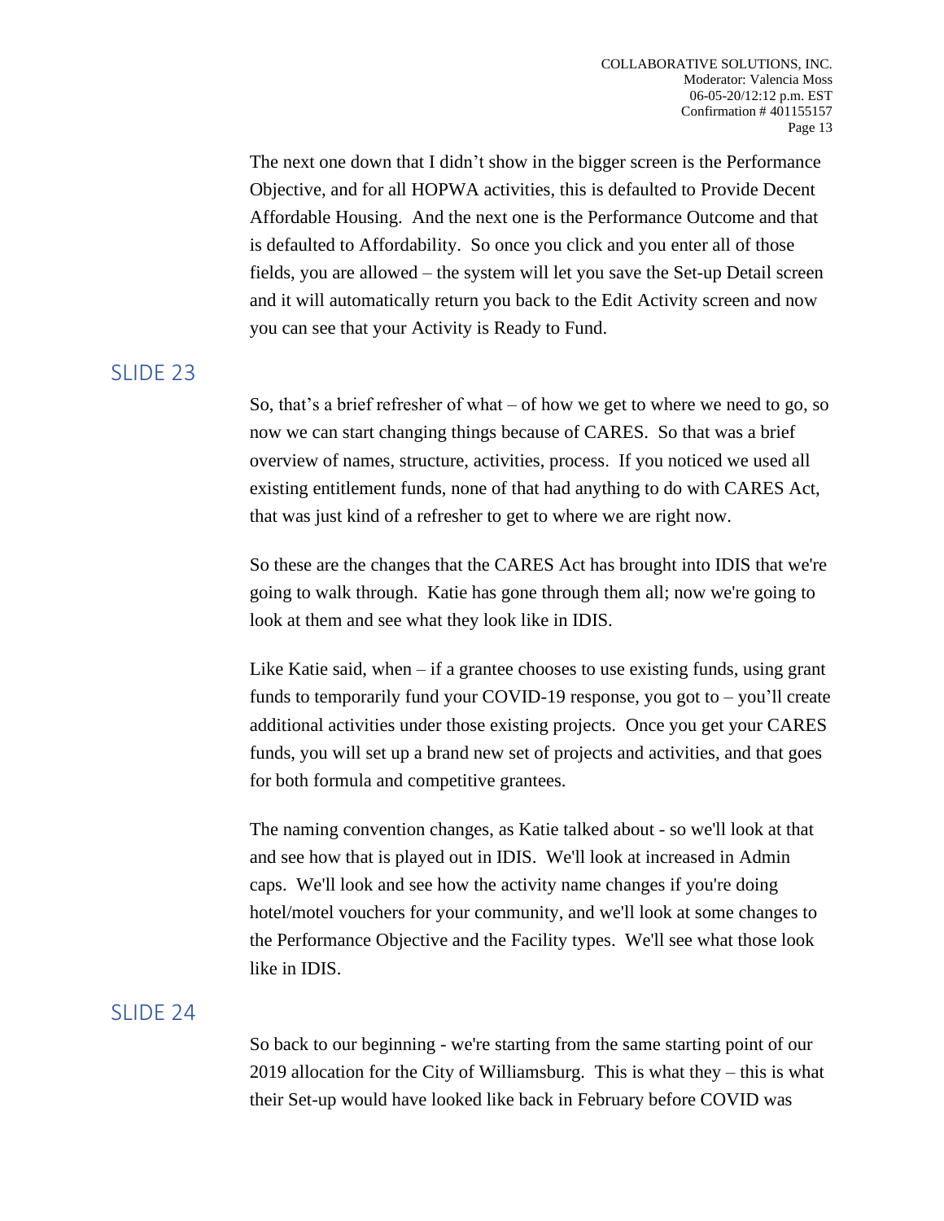The next one down that I didn't show in the bigger screen is the Performance Objective, and for all HOPWA activities, this is defaulted to Provide Decent Affordable Housing. And the next one is the Performance Outcome and that is defaulted to Affordability. So once you click and you enter all of those fields, you are allowed – the system will let you save the Set-up Detail screen and it will automatically return you back to the Edit Activity screen and now you can see that your Activity is Ready to Fund.

## SLIDE 23

So, that's a brief refresher of what – of how we get to where we need to go, so now we can start changing things because of CARES. So that was a brief overview of names, structure, activities, process. If you noticed we used all existing entitlement funds, none of that had anything to do with CARES Act, that was just kind of a refresher to get to where we are right now.

So these are the changes that the CARES Act has brought into IDIS that we're going to walk through. Katie has gone through them all; now we're going to look at them and see what they look like in IDIS.

Like Katie said, when – if a grantee chooses to use existing funds, using grant funds to temporarily fund your COVID-19 response, you got to – you'll create additional activities under those existing projects. Once you get your CARES funds, you will set up a brand new set of projects and activities, and that goes for both formula and competitive grantees.

The naming convention changes, as Katie talked about - so we'll look at that and see how that is played out in IDIS. We'll look at increased in Admin caps. We'll look and see how the activity name changes if you're doing hotel/motel vouchers for your community, and we'll look at some changes to the Performance Objective and the Facility types. We'll see what those look like in IDIS.

## SLIDE 24

So back to our beginning - we're starting from the same starting point of our 2019 allocation for the City of Williamsburg. This is what they – this is what their Set-up would have looked like back in February before COVID was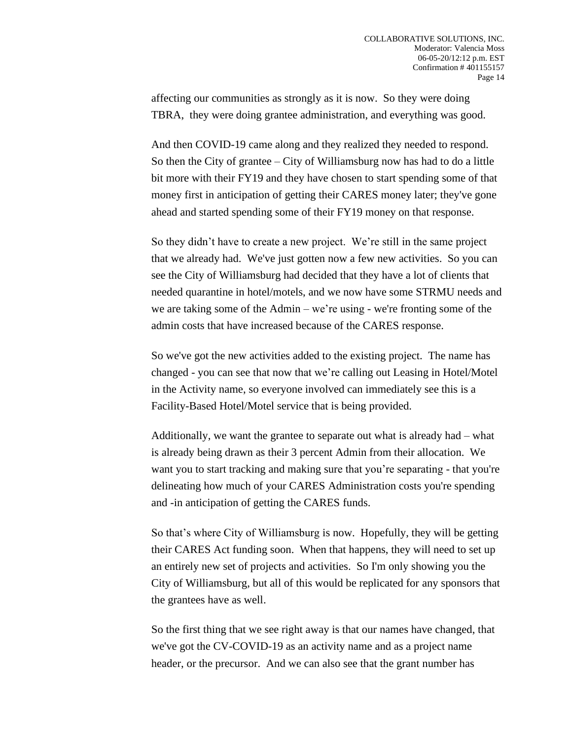affecting our communities as strongly as it is now. So they were doing TBRA, they were doing grantee administration, and everything was good.

And then COVID-19 came along and they realized they needed to respond. So then the City of grantee – City of Williamsburg now has had to do a little bit more with their FY19 and they have chosen to start spending some of that money first in anticipation of getting their CARES money later; they've gone ahead and started spending some of their FY19 money on that response.

So they didn't have to create a new project. We're still in the same project that we already had. We've just gotten now a few new activities. So you can see the City of Williamsburg had decided that they have a lot of clients that needed quarantine in hotel/motels, and we now have some STRMU needs and we are taking some of the Admin – we're using - we're fronting some of the admin costs that have increased because of the CARES response.

So we've got the new activities added to the existing project. The name has changed - you can see that now that we're calling out Leasing in Hotel/Motel in the Activity name, so everyone involved can immediately see this is a Facility-Based Hotel/Motel service that is being provided.

Additionally, we want the grantee to separate out what is already had – what is already being drawn as their 3 percent Admin from their allocation. We want you to start tracking and making sure that you're separating - that you're delineating how much of your CARES Administration costs you're spending and -in anticipation of getting the CARES funds.

So that's where City of Williamsburg is now. Hopefully, they will be getting their CARES Act funding soon. When that happens, they will need to set up an entirely new set of projects and activities. So I'm only showing you the City of Williamsburg, but all of this would be replicated for any sponsors that the grantees have as well.

So the first thing that we see right away is that our names have changed, that we've got the CV-COVID-19 as an activity name and as a project name header, or the precursor. And we can also see that the grant number has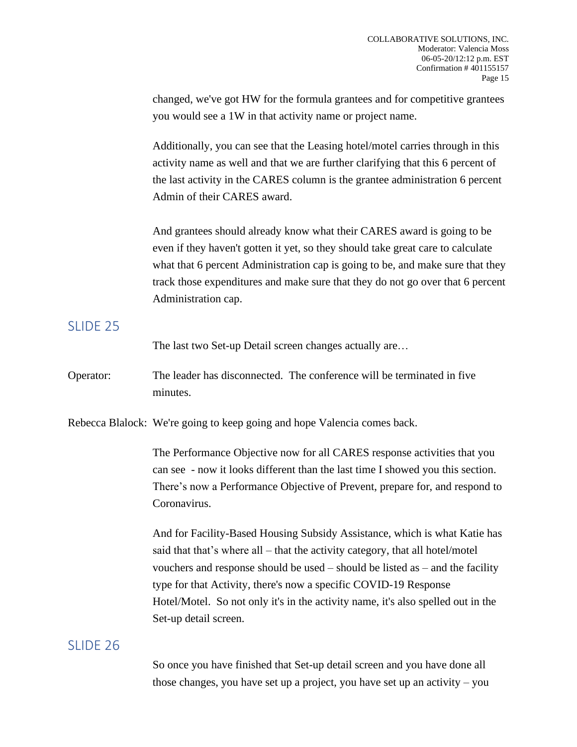changed, we've got HW for the formula grantees and for competitive grantees you would see a 1W in that activity name or project name.

Additionally, you can see that the Leasing hotel/motel carries through in this activity name as well and that we are further clarifying that this 6 percent of the last activity in the CARES column is the grantee administration 6 percent Admin of their CARES award.

And grantees should already know what their CARES award is going to be even if they haven't gotten it yet, so they should take great care to calculate what that 6 percent Administration cap is going to be, and make sure that they track those expenditures and make sure that they do not go over that 6 percent Administration cap.

## SLIDE 25

The last two Set-up Detail screen changes actually are…

Operator: The leader has disconnected. The conference will be terminated in five minutes.

Rebecca Blalock: We're going to keep going and hope Valencia comes back.

The Performance Objective now for all CARES response activities that you can see - now it looks different than the last time I showed you this section. There's now a Performance Objective of Prevent, prepare for, and respond to Coronavirus.

And for Facility-Based Housing Subsidy Assistance, which is what Katie has said that that's where all – that the activity category, that all hotel/motel vouchers and response should be used – should be listed as – and the facility type for that Activity, there's now a specific COVID-19 Response Hotel/Motel. So not only it's in the activity name, it's also spelled out in the Set-up detail screen.

## SLIDE 26

So once you have finished that Set-up detail screen and you have done all those changes, you have set up a project, you have set up an activity – you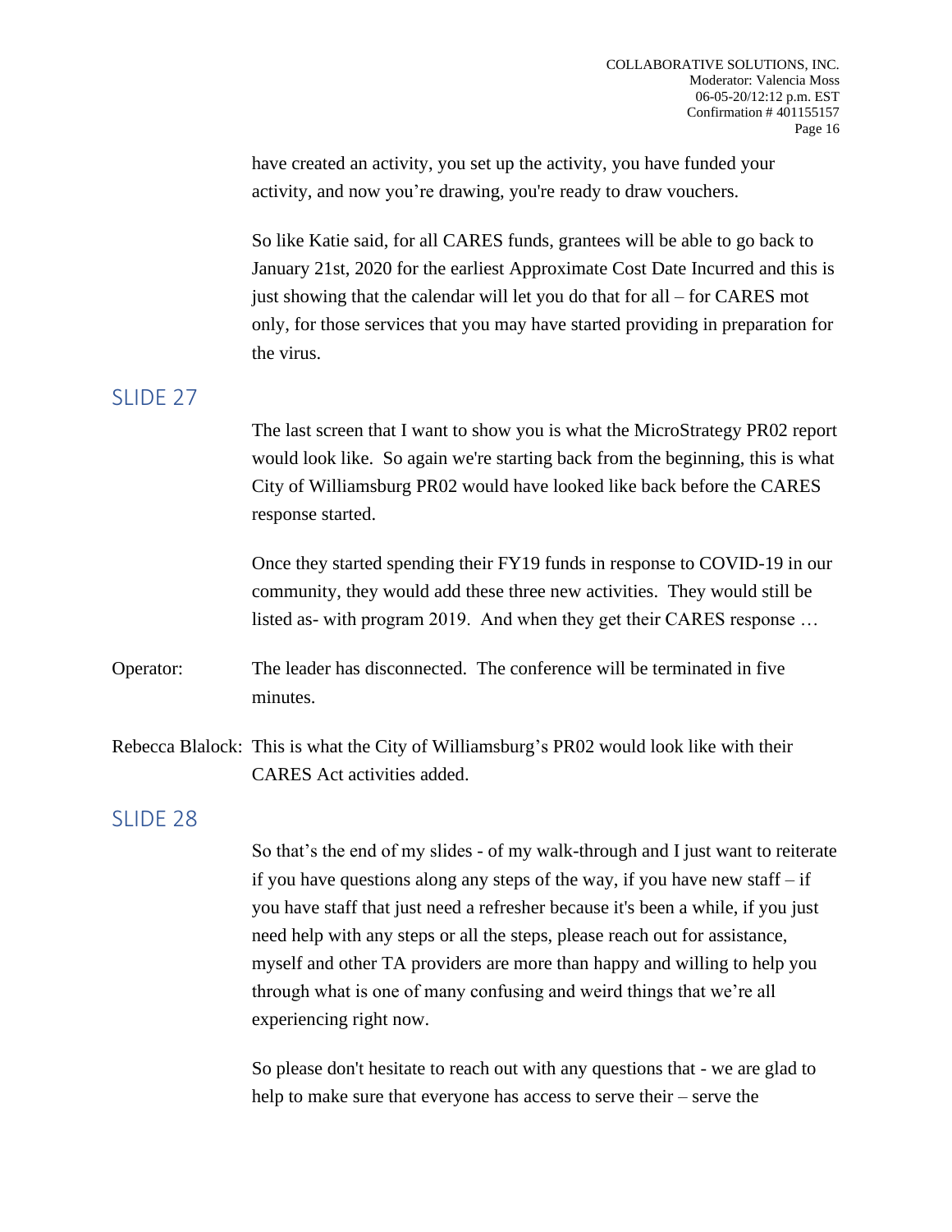have created an activity, you set up the activity, you have funded your activity, and now you're drawing, you're ready to draw vouchers.

So like Katie said, for all CARES funds, grantees will be able to go back to January 21st, 2020 for the earliest Approximate Cost Date Incurred and this is just showing that the calendar will let you do that for all – for CARES mot only, for those services that you may have started providing in preparation for the virus.

## SLIDE 27

The last screen that I want to show you is what the MicroStrategy PR02 report would look like. So again we're starting back from the beginning, this is what City of Williamsburg PR02 would have looked like back before the CARES response started.

Once they started spending their FY19 funds in response to COVID-19 in our community, they would add these three new activities. They would still be listed as- with program 2019. And when they get their CARES response …

Operator: The leader has disconnected. The conference will be terminated in five minutes.

Rebecca Blalock: This is what the City of Williamsburg's PR02 would look like with their CARES Act activities added.

## SLIDE 28

So that's the end of my slides - of my walk-through and I just want to reiterate if you have questions along any steps of the way, if you have new staff – if you have staff that just need a refresher because it's been a while, if you just need help with any steps or all the steps, please reach out for assistance, myself and other TA providers are more than happy and willing to help you through what is one of many confusing and weird things that we're all experiencing right now.

So please don't hesitate to reach out with any questions that - we are glad to help to make sure that everyone has access to serve their – serve the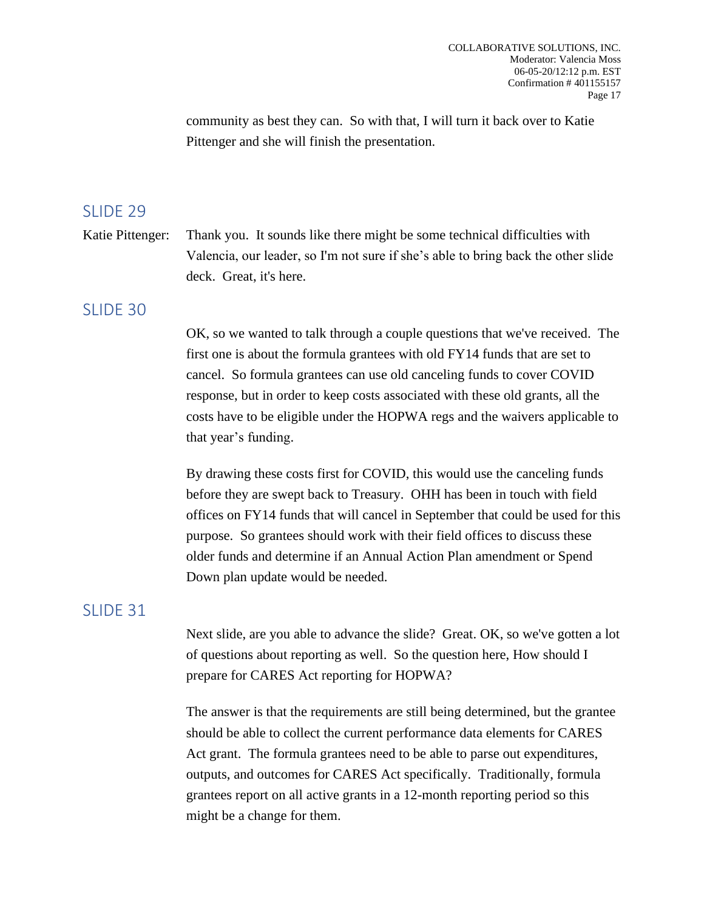community as best they can. So with that, I will turn it back over to Katie Pittenger and she will finish the presentation.

## SLIDE 29

Katie Pittenger: Thank you. It sounds like there might be some technical difficulties with Valencia, our leader, so I'm not sure if she's able to bring back the other slide deck. Great, it's here.

## SLIDE 30

OK, so we wanted to talk through a couple questions that we've received. The first one is about the formula grantees with old FY14 funds that are set to cancel. So formula grantees can use old canceling funds to cover COVID response, but in order to keep costs associated with these old grants, all the costs have to be eligible under the HOPWA regs and the waivers applicable to that year's funding.

By drawing these costs first for COVID, this would use the canceling funds before they are swept back to Treasury. OHH has been in touch with field offices on FY14 funds that will cancel in September that could be used for this purpose. So grantees should work with their field offices to discuss these older funds and determine if an Annual Action Plan amendment or Spend Down plan update would be needed.

## SLIDE 31

Next slide, are you able to advance the slide? Great. OK, so we've gotten a lot of questions about reporting as well. So the question here, How should I prepare for CARES Act reporting for HOPWA?

The answer is that the requirements are still being determined, but the grantee should be able to collect the current performance data elements for CARES Act grant. The formula grantees need to be able to parse out expenditures, outputs, and outcomes for CARES Act specifically. Traditionally, formula grantees report on all active grants in a 12-month reporting period so this might be a change for them.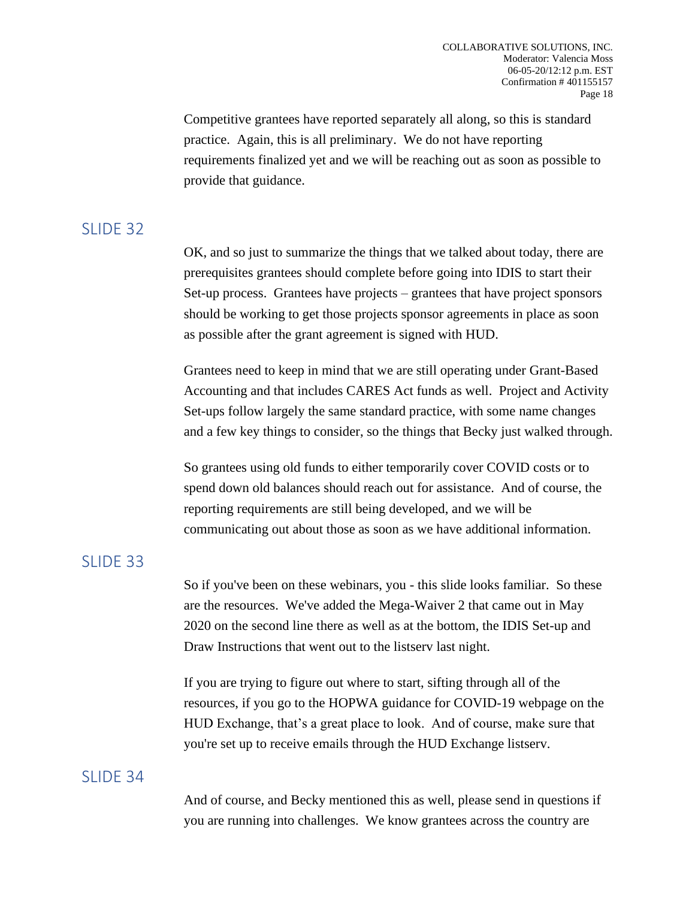Competitive grantees have reported separately all along, so this is standard practice. Again, this is all preliminary. We do not have reporting requirements finalized yet and we will be reaching out as soon as possible to provide that guidance.

## SLIDE 32

OK, and so just to summarize the things that we talked about today, there are prerequisites grantees should complete before going into IDIS to start their Set-up process. Grantees have projects – grantees that have project sponsors should be working to get those projects sponsor agreements in place as soon as possible after the grant agreement is signed with HUD.

Grantees need to keep in mind that we are still operating under Grant-Based Accounting and that includes CARES Act funds as well. Project and Activity Set-ups follow largely the same standard practice, with some name changes and a few key things to consider, so the things that Becky just walked through.

So grantees using old funds to either temporarily cover COVID costs or to spend down old balances should reach out for assistance. And of course, the reporting requirements are still being developed, and we will be communicating out about those as soon as we have additional information.

## SLIDE 33

So if you've been on these webinars, you - this slide looks familiar. So these are the resources. We've added the Mega-Waiver 2 that came out in May 2020 on the second line there as well as at the bottom, the IDIS Set-up and Draw Instructions that went out to the listserv last night.

If you are trying to figure out where to start, sifting through all of the resources, if you go to the HOPWA guidance for COVID-19 webpage on the HUD Exchange, that's a great place to look. And of course, make sure that you're set up to receive emails through the HUD Exchange listserv.

## SLIDE 34

And of course, and Becky mentioned this as well, please send in questions if you are running into challenges. We know grantees across the country are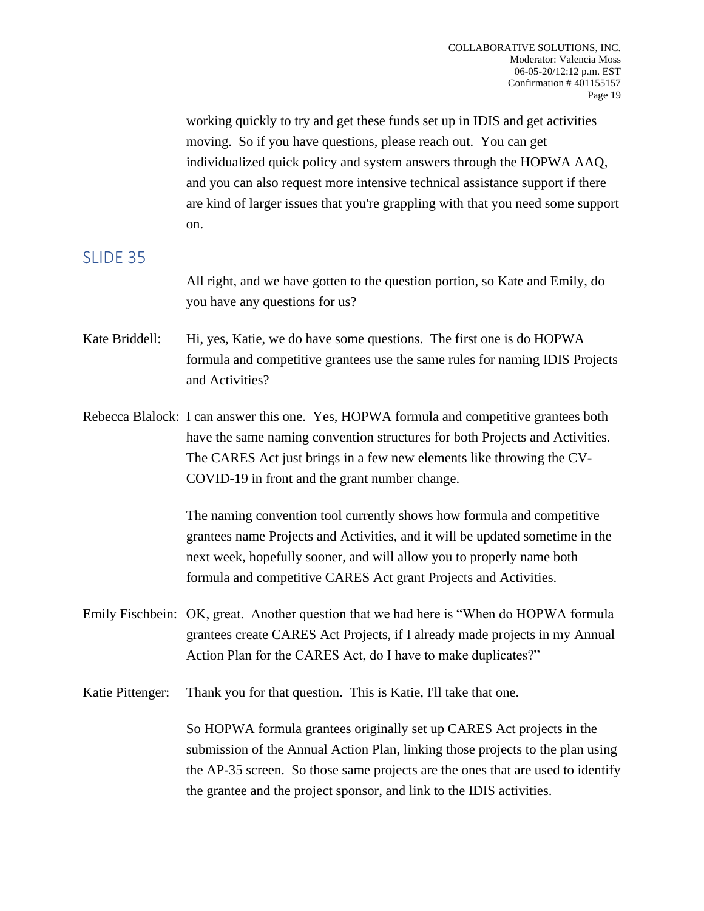working quickly to try and get these funds set up in IDIS and get activities moving. So if you have questions, please reach out. You can get individualized quick policy and system answers through the HOPWA AAQ, and you can also request more intensive technical assistance support if there are kind of larger issues that you're grappling with that you need some support on.

## SLIDE 35

All right, and we have gotten to the question portion, so Kate and Emily, do you have any questions for us?

Kate Briddell: Hi, yes, Katie, we do have some questions. The first one is do HOPWA formula and competitive grantees use the same rules for naming IDIS Projects and Activities?

Rebecca Blalock: I can answer this one. Yes, HOPWA formula and competitive grantees both have the same naming convention structures for both Projects and Activities. The CARES Act just brings in a few new elements like throwing the CV-COVID-19 in front and the grant number change.

The naming convention tool currently shows how formula and competitive grantees name Projects and Activities, and it will be updated sometime in the next week, hopefully sooner, and will allow you to properly name both formula and competitive CARES Act grant Projects and Activities.

Emily Fischbein: OK, great. Another question that we had here is "When do HOPWA formula grantees create CARES Act Projects, if I already made projects in my Annual Action Plan for the CARES Act, do I have to make duplicates?"

Katie Pittenger: Thank you for that question. This is Katie, I'll take that one.

So HOPWA formula grantees originally set up CARES Act projects in the submission of the Annual Action Plan, linking those projects to the plan using the AP-35 screen. So those same projects are the ones that are used to identify the grantee and the project sponsor, and link to the IDIS activities.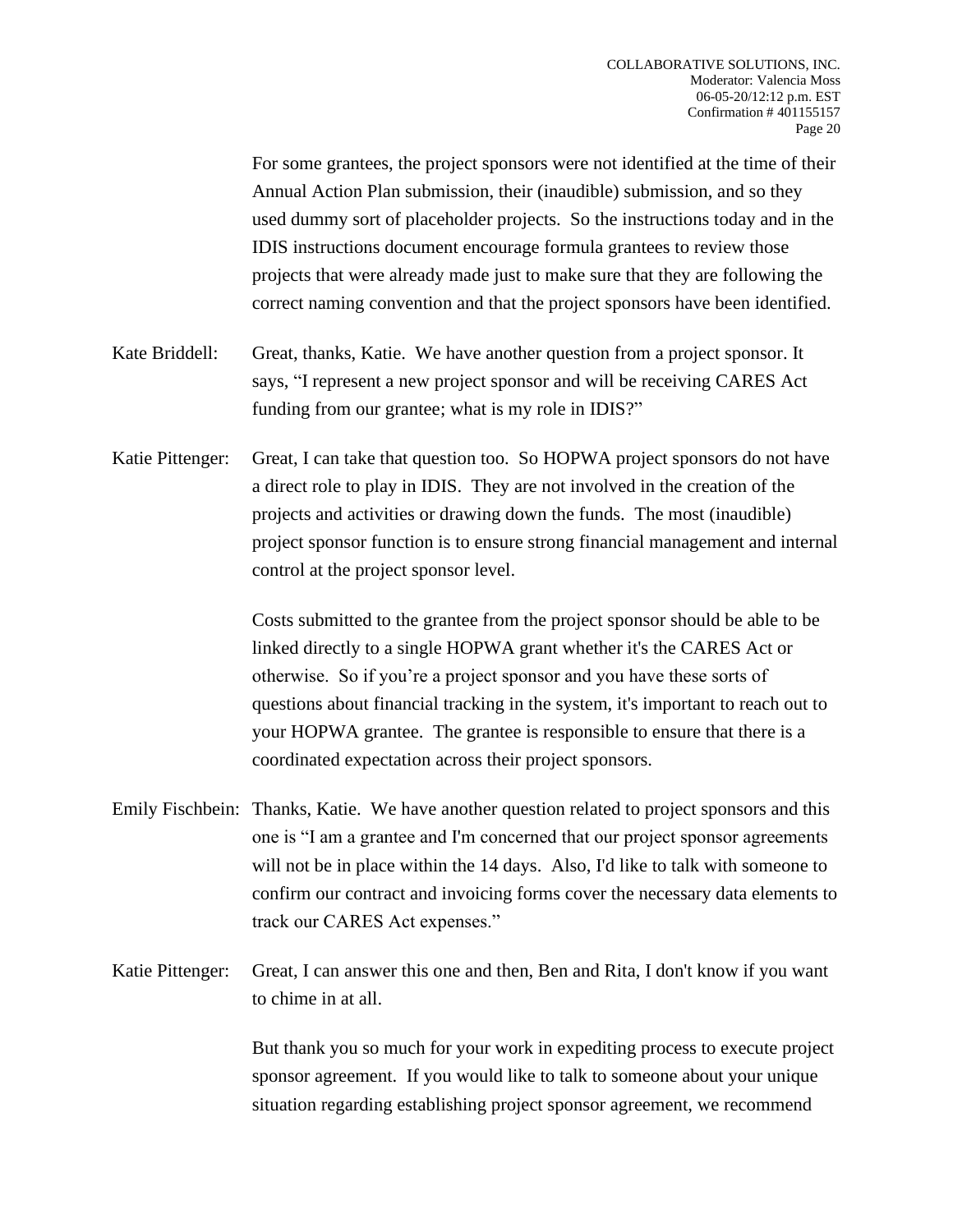For some grantees, the project sponsors were not identified at the time of their Annual Action Plan submission, their (inaudible) submission, and so they used dummy sort of placeholder projects. So the instructions today and in the IDIS instructions document encourage formula grantees to review those projects that were already made just to make sure that they are following the correct naming convention and that the project sponsors have been identified.

Kate Briddell: Great, thanks, Katie. We have another question from a project sponsor. It says, "I represent a new project sponsor and will be receiving CARES Act funding from our grantee; what is my role in IDIS?"

Katie Pittenger: Great, I can take that question too. So HOPWA project sponsors do not have a direct role to play in IDIS. They are not involved in the creation of the projects and activities or drawing down the funds. The most (inaudible) project sponsor function is to ensure strong financial management and internal control at the project sponsor level.

Costs submitted to the grantee from the project sponsor should be able to be linked directly to a single HOPWA grant whether it's the CARES Act or otherwise. So if you're a project sponsor and you have these sorts of questions about financial tracking in the system, it's important to reach out to your HOPWA grantee. The grantee is responsible to ensure that there is a coordinated expectation across their project sponsors.

Emily Fischbein: Thanks, Katie. We have another question related to project sponsors and this one is "I am a grantee and I'm concerned that our project sponsor agreements will not be in place within the 14 days. Also, I'd like to talk with someone to confirm our contract and invoicing forms cover the necessary data elements to track our CARES Act expenses."

Katie Pittenger: Great, I can answer this one and then, Ben and Rita, I don't know if you want to chime in at all.

But thank you so much for your work in expediting process to execute project sponsor agreement. If you would like to talk to someone about your unique situation regarding establishing project sponsor agreement, we recommend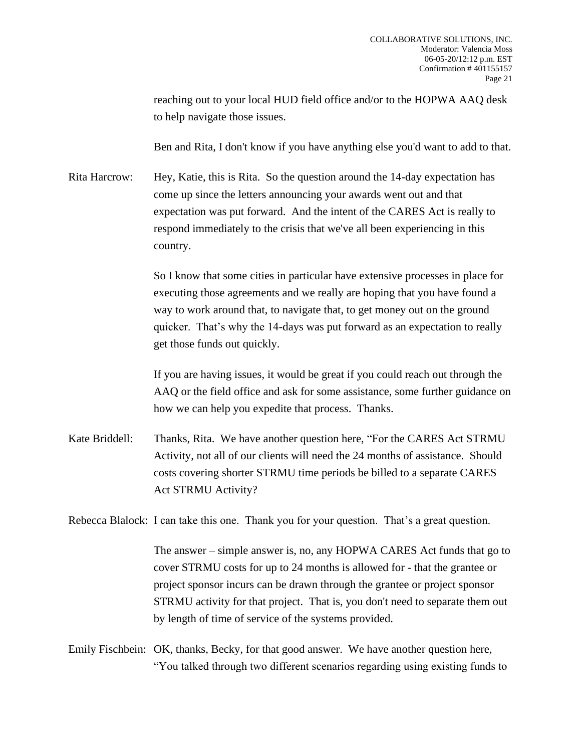reaching out to your local HUD field office and/or to the HOPWA AAQ desk to help navigate those issues.

Ben and Rita, I don't know if you have anything else you'd want to add to that.

Rita Harcrow: Hey, Katie, this is Rita. So the question around the 14-day expectation has come up since the letters announcing your awards went out and that expectation was put forward. And the intent of the CARES Act is really to respond immediately to the crisis that we've all been experiencing in this country.

So I know that some cities in particular have extensive processes in place for executing those agreements and we really are hoping that you have found a way to work around that, to navigate that, to get money out on the ground quicker. That's why the 14-days was put forward as an expectation to really get those funds out quickly.

If you are having issues, it would be great if you could reach out through the AAQ or the field office and ask for some assistance, some further guidance on how we can help you expedite that process. Thanks.

Kate Briddell: Thanks, Rita. We have another question here, "For the CARES Act STRMU Activity, not all of our clients will need the 24 months of assistance. Should costs covering shorter STRMU time periods be billed to a separate CARES Act STRMU Activity?

Rebecca Blalock: I can take this one. Thank you for your question. That's a great question.

The answer – simple answer is, no, any HOPWA CARES Act funds that go to cover STRMU costs for up to 24 months is allowed for - that the grantee or project sponsor incurs can be drawn through the grantee or project sponsor STRMU activity for that project. That is, you don't need to separate them out by length of time of service of the systems provided.

Emily Fischbein: OK, thanks, Becky, for that good answer. We have another question here, "You talked through two different scenarios regarding using existing funds to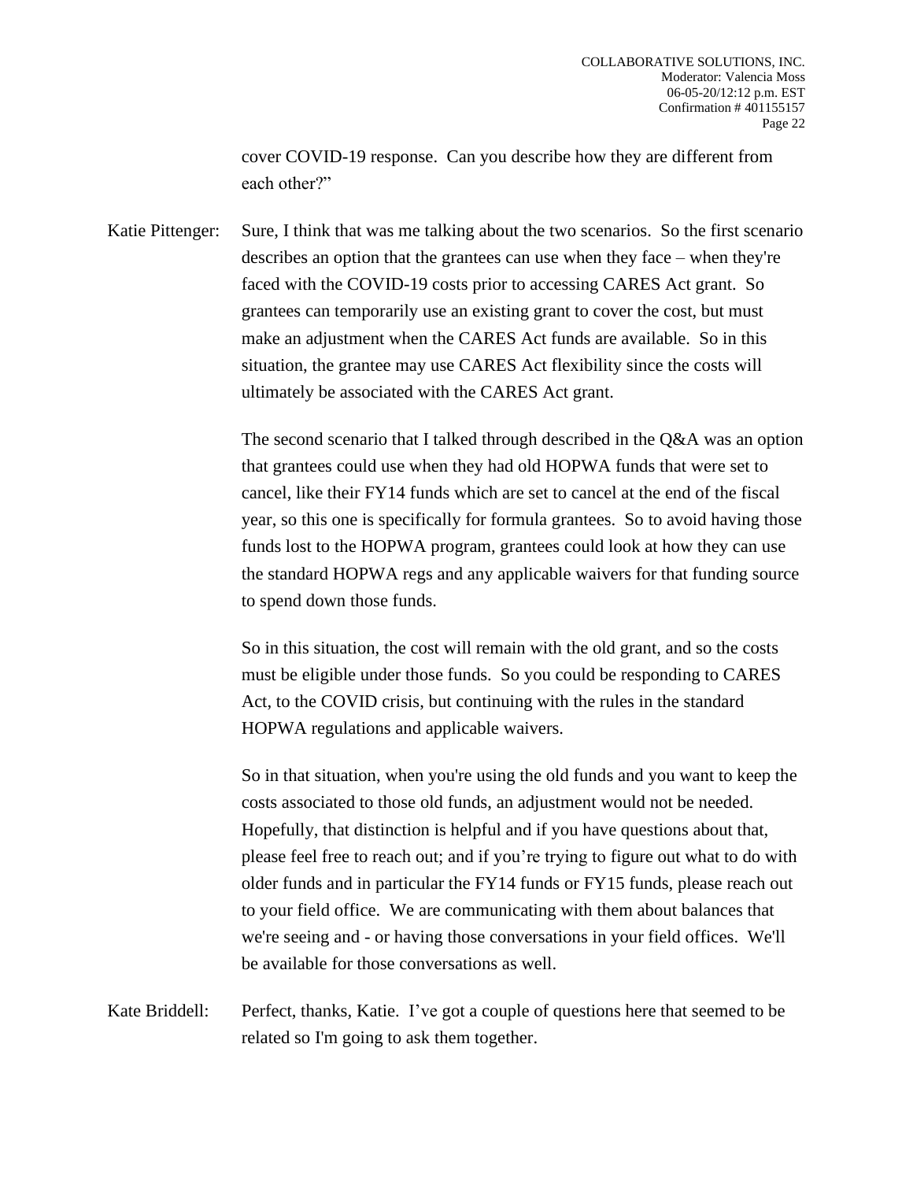cover COVID-19 response. Can you describe how they are different from each other?"

Katie Pittenger: Sure, I think that was me talking about the two scenarios. So the first scenario describes an option that the grantees can use when they face – when they're faced with the COVID-19 costs prior to accessing CARES Act grant. So grantees can temporarily use an existing grant to cover the cost, but must make an adjustment when the CARES Act funds are available. So in this situation, the grantee may use CARES Act flexibility since the costs will ultimately be associated with the CARES Act grant.

The second scenario that I talked through described in the Q&A was an option that grantees could use when they had old HOPWA funds that were set to cancel, like their FY14 funds which are set to cancel at the end of the fiscal year, so this one is specifically for formula grantees. So to avoid having those funds lost to the HOPWA program, grantees could look at how they can use the standard HOPWA regs and any applicable waivers for that funding source to spend down those funds.

So in this situation, the cost will remain with the old grant, and so the costs must be eligible under those funds. So you could be responding to CARES Act, to the COVID crisis, but continuing with the rules in the standard HOPWA regulations and applicable waivers.

So in that situation, when you're using the old funds and you want to keep the costs associated to those old funds, an adjustment would not be needed. Hopefully, that distinction is helpful and if you have questions about that, please feel free to reach out; and if you're trying to figure out what to do with older funds and in particular the FY14 funds or FY15 funds, please reach out to your field office. We are communicating with them about balances that we're seeing and - or having those conversations in your field offices. We'll be available for those conversations as well.

Kate Briddell: Perfect, thanks, Katie. I've got a couple of questions here that seemed to be related so I'm going to ask them together.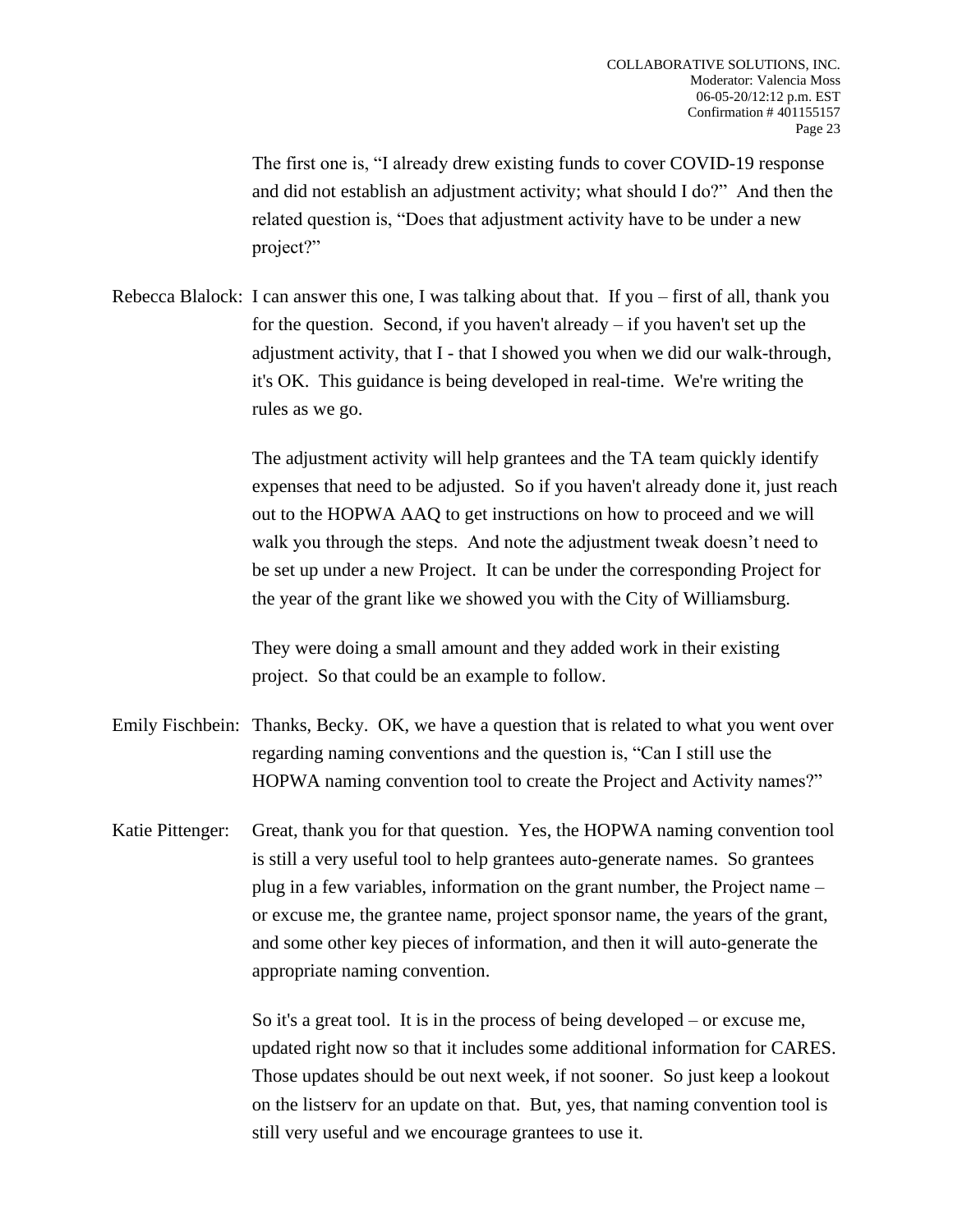The first one is, "I already drew existing funds to cover COVID-19 response and did not establish an adjustment activity; what should I do?" And then the related question is, "Does that adjustment activity have to be under a new project?"

Rebecca Blalock: I can answer this one, I was talking about that. If you – first of all, thank you for the question. Second, if you haven't already – if you haven't set up the adjustment activity, that I - that I showed you when we did our walk-through, it's OK. This guidance is being developed in real-time. We're writing the rules as we go.

The adjustment activity will help grantees and the TA team quickly identify expenses that need to be adjusted. So if you haven't already done it, just reach out to the HOPWA AAQ to get instructions on how to proceed and we will walk you through the steps. And note the adjustment tweak doesn't need to be set up under a new Project. It can be under the corresponding Project for the year of the grant like we showed you with the City of Williamsburg.

They were doing a small amount and they added work in their existing project. So that could be an example to follow.

Emily Fischbein: Thanks, Becky. OK, we have a question that is related to what you went over regarding naming conventions and the question is, "Can I still use the HOPWA naming convention tool to create the Project and Activity names?"

Katie Pittenger: Great, thank you for that question. Yes, the HOPWA naming convention tool is still a very useful tool to help grantees auto-generate names. So grantees plug in a few variables, information on the grant number, the Project name – or excuse me, the grantee name, project sponsor name, the years of the grant, and some other key pieces of information, and then it will auto-generate the appropriate naming convention.

So it's a great tool. It is in the process of being developed – or excuse me, updated right now so that it includes some additional information for CARES. Those updates should be out next week, if not sooner. So just keep a lookout on the listserv for an update on that. But, yes, that naming convention tool is still very useful and we encourage grantees to use it.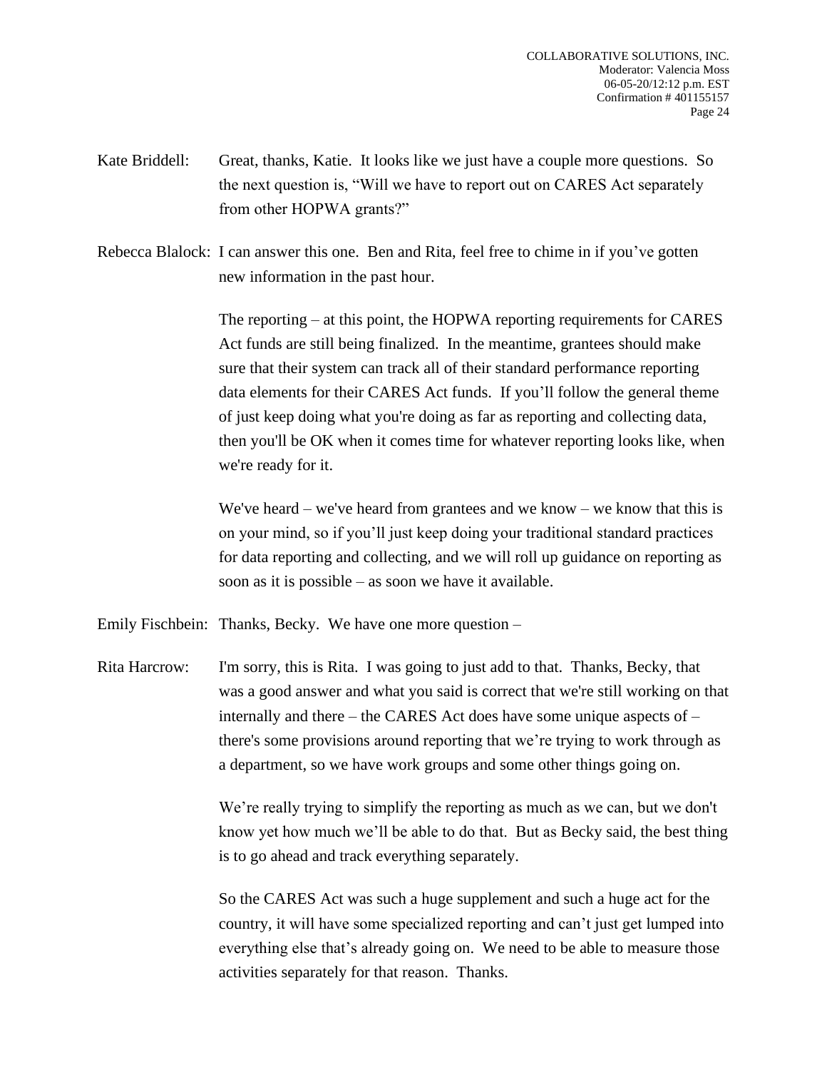Kate Briddell: Great, thanks, Katie. It looks like we just have a couple more questions. So the next question is, "Will we have to report out on CARES Act separately from other HOPWA grants?"

Rebecca Blalock: I can answer this one. Ben and Rita, feel free to chime in if you've gotten new information in the past hour.

The reporting – at this point, the HOPWA reporting requirements for CARES Act funds are still being finalized. In the meantime, grantees should make sure that their system can track all of their standard performance reporting data elements for their CARES Act funds. If you'll follow the general theme of just keep doing what you're doing as far as reporting and collecting data, then you'll be OK when it comes time for whatever reporting looks like, when we're ready for it.

We've heard – we've heard from grantees and we know – we know that this is on your mind, so if you'll just keep doing your traditional standard practices for data reporting and collecting, and we will roll up guidance on reporting as soon as it is possible – as soon we have it available.

Emily Fischbein: Thanks, Becky. We have one more question –

Rita Harcrow: I'm sorry, this is Rita. I was going to just add to that. Thanks, Becky, that was a good answer and what you said is correct that we're still working on that internally and there – the CARES Act does have some unique aspects of – there's some provisions around reporting that we're trying to work through as a department, so we have work groups and some other things going on.

We're really trying to simplify the reporting as much as we can, but we don't know yet how much we'll be able to do that. But as Becky said, the best thing is to go ahead and track everything separately.

So the CARES Act was such a huge supplement and such a huge act for the country, it will have some specialized reporting and can't just get lumped into everything else that's already going on. We need to be able to measure those activities separately for that reason. Thanks.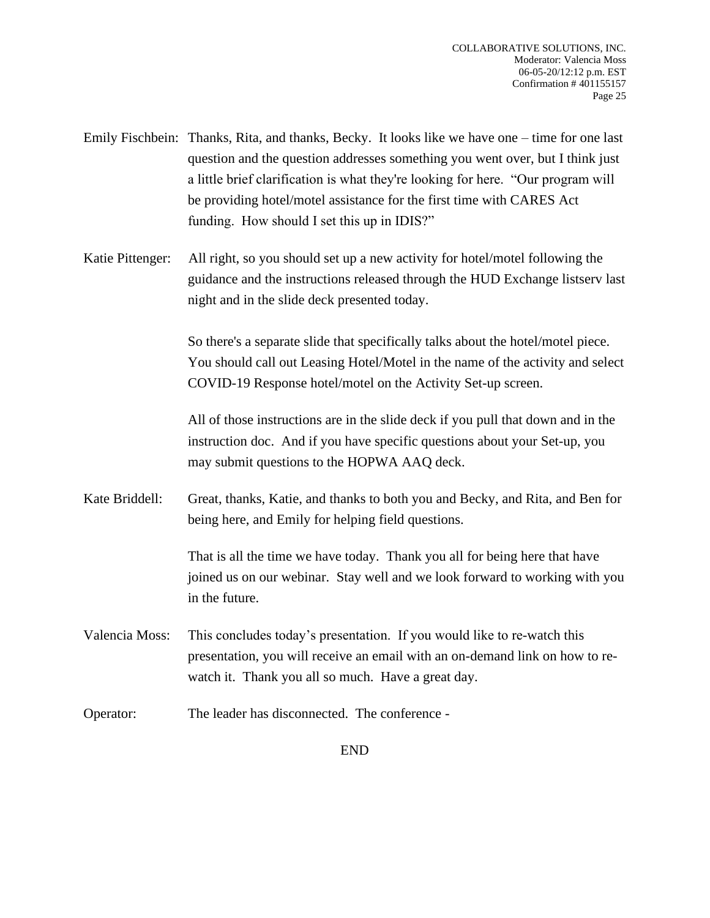Emily Fischbein: Thanks, Rita, and thanks, Becky. It looks like we have one – time for one last question and the question addresses something you went over, but I think just a little brief clarification is what they're looking for here. "Our program will be providing hotel/motel assistance for the first time with CARES Act funding. How should I set this up in IDIS?"

Katie Pittenger: All right, so you should set up a new activity for hotel/motel following the guidance and the instructions released through the HUD Exchange listserv last night and in the slide deck presented today.

So there's a separate slide that specifically talks about the hotel/motel piece. You should call out Leasing Hotel/Motel in the name of the activity and select COVID-19 Response hotel/motel on the Activity Set-up screen.

All of those instructions are in the slide deck if you pull that down and in the instruction doc. And if you have specific questions about your Set-up, you may submit questions to the HOPWA AAQ deck.

Kate Briddell: Great, thanks, Katie, and thanks to both you and Becky, and Rita, and Ben for being here, and Emily for helping field questions.

That is all the time we have today. Thank you all for being here that have joined us on our webinar. Stay well and we look forward to working with you in the future.

Valencia Moss: This concludes today's presentation. If you would like to re-watch this presentation, you will receive an email with an on-demand link on how to re-watch it. Thank you all so much. Have a great day.

Operator: The leader has disconnected. The conference -

END